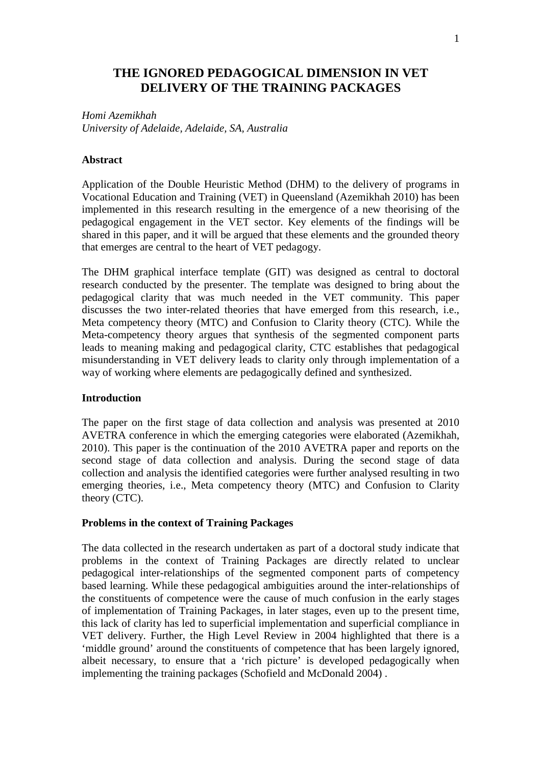# THE IGNORED PEDAGOGICAL DIMENSION IN VET DELIVERY OF THE TRAINING PACKAGES

*Homi Azemikhah*
*University of Adelaide, Adelaide, SA, Australia*

## Abstract

Application of the Double Heuristic Method (DHM) to the delivery of programs in Vocational Education and Training (VET) in Queensland (Azemikhah 2010) has been implemented in this research resulting in the emergence of a new theorising of the pedagogical engagement in the VET sector. Key elements of the findings will be shared in this paper, and it will be argued that these elements and the grounded theory that emerges are central to the heart of VET pedagogy.

The DHM graphical interface template (GIT) was designed as central to doctoral research conducted by the presenter. The template was designed to bring about the pedagogical clarity that was much needed in the VET community. This paper discusses the two inter-related theories that have emerged from this research, i.e., Meta competency theory (MTC) and Confusion to Clarity theory (CTC). While the Meta-competency theory argues that synthesis of the segmented component parts leads to meaning making and pedagogical clarity, CTC establishes that pedagogical misunderstanding in VET delivery leads to clarity only through implementation of a way of working where elements are pedagogically defined and synthesized.

## Introduction

The paper on the first stage of data collection and analysis was presented at 2010 AVETRA conference in which the emerging categories were elaborated (Azemikhah, 2010). This paper is the continuation of the 2010 AVETRA paper and reports on the second stage of data collection and analysis. During the second stage of data collection and analysis the identified categories were further analysed resulting in two emerging theories, i.e., Meta competency theory (MTC) and Confusion to Clarity theory (CTC).

## Problems in the context of Training Packages

The data collected in the research undertaken as part of a doctoral study indicate that problems in the context of Training Packages are directly related to unclear pedagogical inter-relationships of the segmented component parts of competency based learning. While these pedagogical ambiguities around the inter-relationships of the constituents of competence were the cause of much confusion in the early stages of implementation of Training Packages, in later stages, even up to the present time, this lack of clarity has led to superficial implementation and superficial compliance in VET delivery. Further, the High Level Review in 2004 highlighted that there is a 'middle ground' around the constituents of competence that has been largely ignored, albeit necessary, to ensure that a 'rich picture' is developed pedagogically when implementing the training packages (Schofield and McDonald 2004) .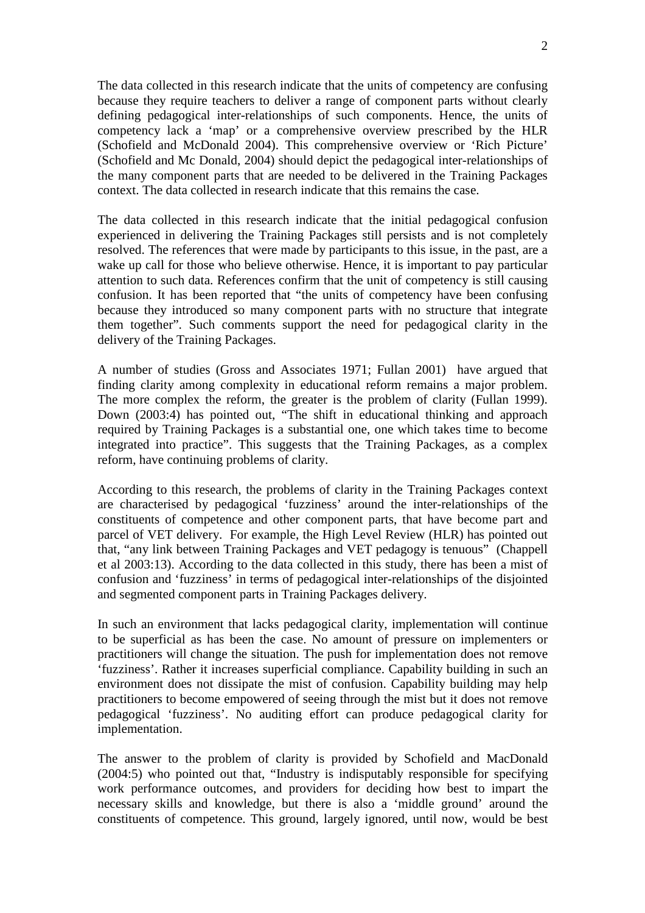The data collected in this research indicate that the units of competency are confusing because they require teachers to deliver a range of component parts without clearly defining pedagogical inter-relationships of such components. Hence, the units of competency lack a 'map' or a comprehensive overview prescribed by the HLR (Schofield and McDonald 2004). This comprehensive overview or 'Rich Picture' (Schofield and Mc Donald, 2004) should depict the pedagogical inter-relationships of the many component parts that are needed to be delivered in the Training Packages context. The data collected in research indicate that this remains the case.

The data collected in this research indicate that the initial pedagogical confusion experienced in delivering the Training Packages still persists and is not completely resolved. The references that were made by participants to this issue, in the past, are a wake up call for those who believe otherwise. Hence, it is important to pay particular attention to such data. References confirm that the unit of competency is still causing confusion. It has been reported that "the units of competency have been confusing because they introduced so many component parts with no structure that integrate them together". Such comments support the need for pedagogical clarity in the delivery of the Training Packages.

A number of studies (Gross and Associates 1971; Fullan 2001) have argued that finding clarity among complexity in educational reform remains a major problem. The more complex the reform, the greater is the problem of clarity (Fullan 1999). Down (2003:4) has pointed out, "The shift in educational thinking and approach required by Training Packages is a substantial one, one which takes time to become integrated into practice". This suggests that the Training Packages, as a complex reform, have continuing problems of clarity.

According to this research, the problems of clarity in the Training Packages context are characterised by pedagogical 'fuzziness' around the inter-relationships of the constituents of competence and other component parts, that have become part and parcel of VET delivery. For example, the High Level Review (HLR) has pointed out that, "any link between Training Packages and VET pedagogy is tenuous" (Chappell et al 2003:13). According to the data collected in this study, there has been a mist of confusion and 'fuzziness' in terms of pedagogical inter-relationships of the disjointed and segmented component parts in Training Packages delivery.

In such an environment that lacks pedagogical clarity, implementation will continue to be superficial as has been the case. No amount of pressure on implementers or practitioners will change the situation. The push for implementation does not remove 'fuzziness'. Rather it increases superficial compliance. Capability building in such an environment does not dissipate the mist of confusion. Capability building may help practitioners to become empowered of seeing through the mist but it does not remove pedagogical 'fuzziness'. No auditing effort can produce pedagogical clarity for implementation.

The answer to the problem of clarity is provided by Schofield and MacDonald (2004:5) who pointed out that, "Industry is indisputably responsible for specifying work performance outcomes, and providers for deciding how best to impart the necessary skills and knowledge, but there is also a 'middle ground' around the constituents of competence. This ground, largely ignored, until now, would be best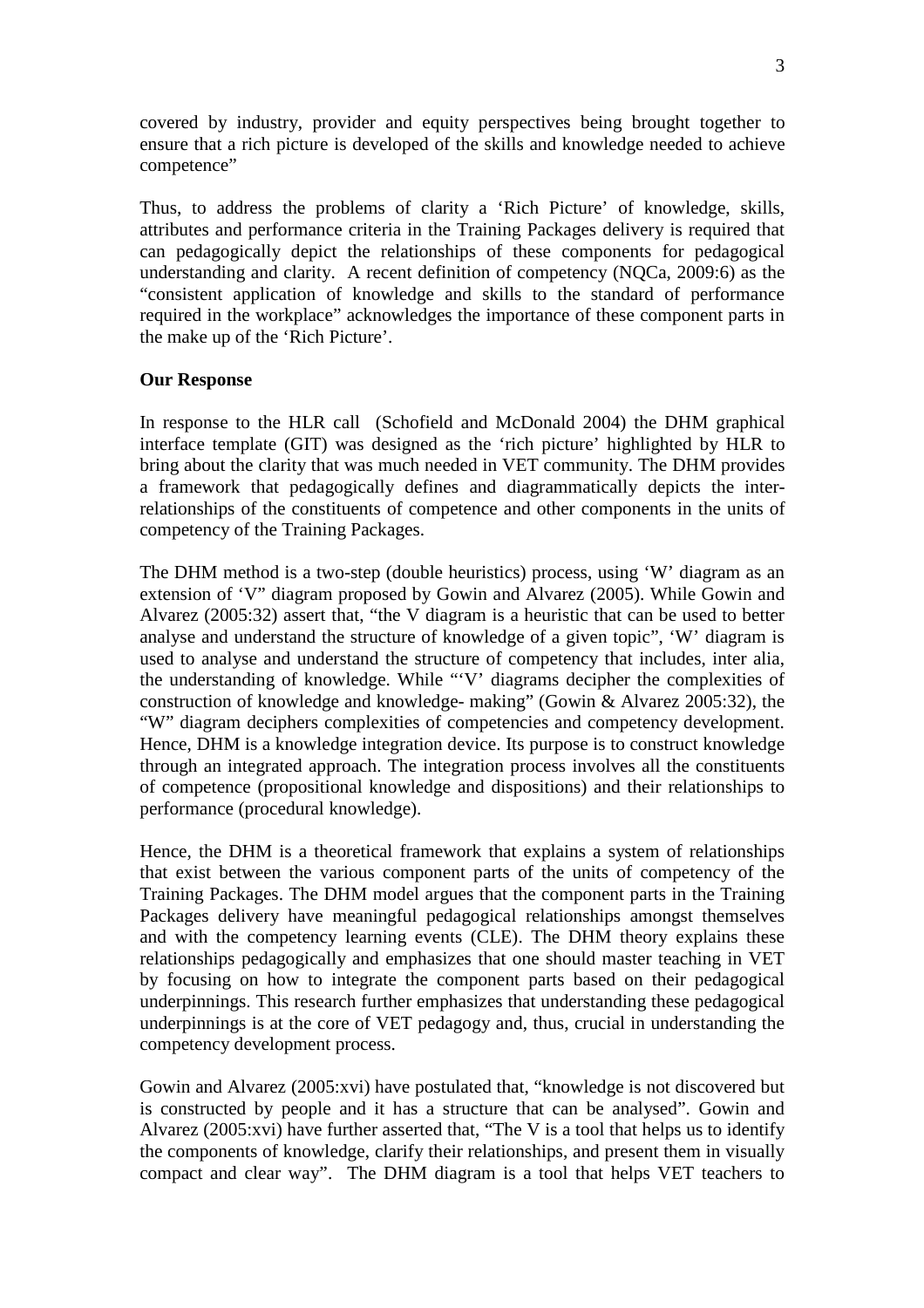covered by industry, provider and equity perspectives being brought together to ensure that a rich picture is developed of the skills and knowledge needed to achieve competence"

Thus, to address the problems of clarity a 'Rich Picture' of knowledge, skills, attributes and performance criteria in the Training Packages delivery is required that can pedagogically depict the relationships of these components for pedagogical understanding and clarity. A recent definition of competency (NQCa, 2009:6) as the "consistent application of knowledge and skills to the standard of performance required in the workplace" acknowledges the importance of these component parts in the make up of the 'Rich Picture'.

**Our Response**

In response to the HLR call (Schofield and McDonald 2004) the DHM graphical interface template (GIT) was designed as the 'rich picture' highlighted by HLR to bring about the clarity that was much needed in VET community. The DHM provides a framework that pedagogically defines and diagrammatically depicts the inter-relationships of the constituents of competence and other components in the units of competency of the Training Packages.

The DHM method is a two-step (double heuristics) process, using 'W' diagram as an extension of 'V" diagram proposed by Gowin and Alvarez (2005). While Gowin and Alvarez (2005:32) assert that, "the V diagram is a heuristic that can be used to better analyse and understand the structure of knowledge of a given topic", 'W' diagram is used to analyse and understand the structure of competency that includes, inter alia, the understanding of knowledge. While "'V' diagrams decipher the complexities of construction of knowledge and knowledge- making" (Gowin & Alvarez 2005:32), the "W" diagram deciphers complexities of competencies and competency development. Hence, DHM is a knowledge integration device. Its purpose is to construct knowledge through an integrated approach. The integration process involves all the constituents of competence (propositional knowledge and dispositions) and their relationships to performance (procedural knowledge).

Hence, the DHM is a theoretical framework that explains a system of relationships that exist between the various component parts of the units of competency of the Training Packages. The DHM model argues that the component parts in the Training Packages delivery have meaningful pedagogical relationships amongst themselves and with the competency learning events (CLE). The DHM theory explains these relationships pedagogically and emphasizes that one should master teaching in VET by focusing on how to integrate the component parts based on their pedagogical underpinnings. This research further emphasizes that understanding these pedagogical underpinnings is at the core of VET pedagogy and, thus, crucial in understanding the competency development process.

Gowin and Alvarez (2005:xvi) have postulated that, "knowledge is not discovered but is constructed by people and it has a structure that can be analysed". Gowin and Alvarez (2005:xvi) have further asserted that, "The V is a tool that helps us to identify the components of knowledge, clarify their relationships, and present them in visually compact and clear way". The DHM diagram is a tool that helps VET teachers to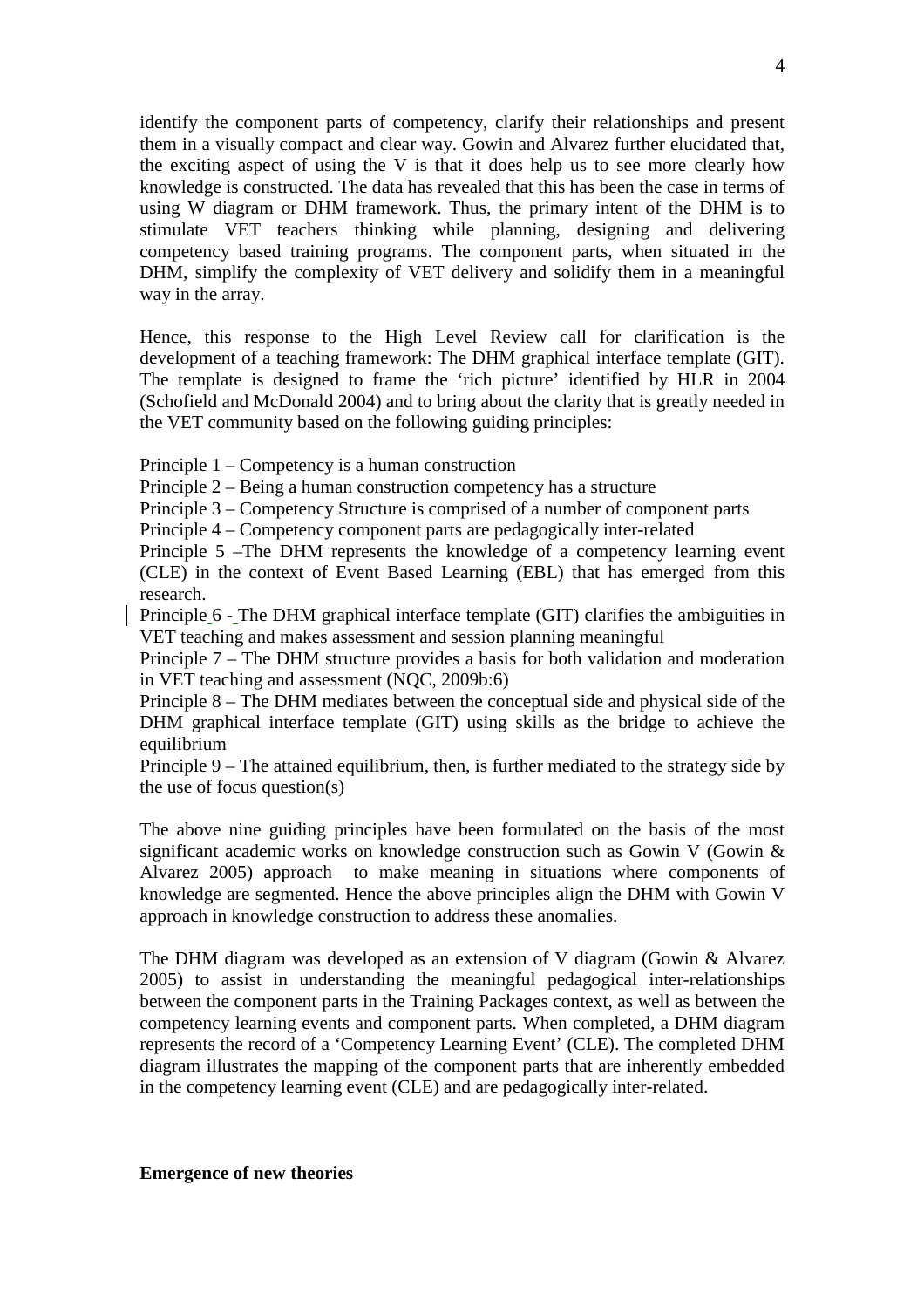identify the component parts of competency, clarify their relationships and present them in a visually compact and clear way. Gowin and Alvarez further elucidated that, the exciting aspect of using the V is that it does help us to see more clearly how knowledge is constructed. The data has revealed that this has been the case in terms of using W diagram or DHM framework. Thus, the primary intent of the DHM is to stimulate VET teachers thinking while planning, designing and delivering competency based training programs. The component parts, when situated in the DHM, simplify the complexity of VET delivery and solidify them in a meaningful way in the array.

Hence, this response to the High Level Review call for clarification is the development of a teaching framework: The DHM graphical interface template (GIT). The template is designed to frame the 'rich picture' identified by HLR in 2004 (Schofield and McDonald 2004) and to bring about the clarity that is greatly needed in the VET community based on the following guiding principles:

Principle 1 – Competency is a human construction
Principle 2 – Being a human construction competency has a structure
Principle 3 – Competency Structure is comprised of a number of component parts
Principle 4 – Competency component parts are pedagogically inter-related
Principle 5 –The DHM represents the knowledge of a competency learning event (CLE) in the context of Event Based Learning (EBL) that has emerged from this research.
Principle 6 - The DHM graphical interface template (GIT) clarifies the ambiguities in VET teaching and makes assessment and session planning meaningful
Principle 7 – The DHM structure provides a basis for both validation and moderation in VET teaching and assessment (NQC, 2009b:6)
Principle 8 – The DHM mediates between the conceptual side and physical side of the DHM graphical interface template (GIT) using skills as the bridge to achieve the equilibrium
Principle 9 – The attained equilibrium, then, is further mediated to the strategy side by the use of focus question(s)

The above nine guiding principles have been formulated on the basis of the most significant academic works on knowledge construction such as Gowin V (Gowin & Alvarez 2005) approach to make meaning in situations where components of knowledge are segmented. Hence the above principles align the DHM with Gowin V approach in knowledge construction to address these anomalies.

The DHM diagram was developed as an extension of V diagram (Gowin & Alvarez 2005) to assist in understanding the meaningful pedagogical inter-relationships between the component parts in the Training Packages context, as well as between the competency learning events and component parts. When completed, a DHM diagram represents the record of a 'Competency Learning Event' (CLE). The completed DHM diagram illustrates the mapping of the component parts that are inherently embedded in the competency learning event (CLE) and are pedagogically inter-related.

**Emergence of new theories**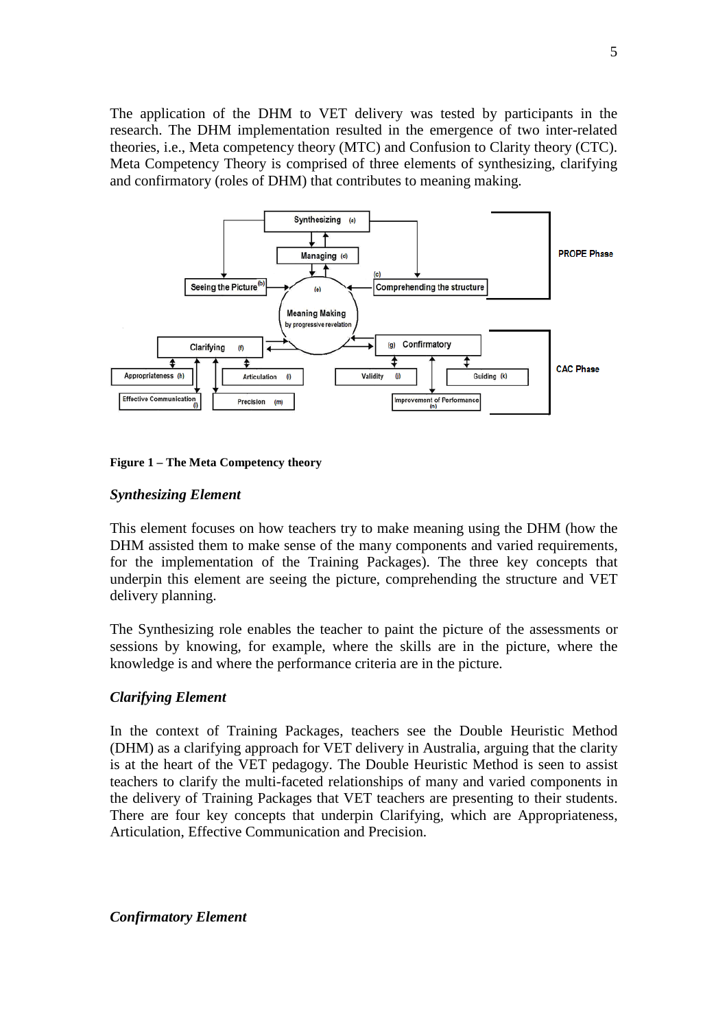The application of the DHM to VET delivery was tested by participants in the research. The DHM implementation resulted in the emergence of two inter-related theories, i.e., Meta competency theory (MTC) and Confusion to Clarity theory (CTC). Meta Competency Theory is comprised of three elements of synthesizing, clarifying and confirmatory (roles of DHM) that contributes to meaning making.

**Figure 1 – The Meta Competency theory**

### *Synthesizing Element*

This element focuses on how teachers try to make meaning using the DHM (how the DHM assisted them to make sense of the many components and varied requirements, for the implementation of the Training Packages). The three key concepts that underpin this element are seeing the picture, comprehending the structure and VET delivery planning.

The Synthesizing role enables the teacher to paint the picture of the assessments or sessions by knowing, for example, where the skills are in the picture, where the knowledge is and where the performance criteria are in the picture.

### *Clarifying Element*

In the context of Training Packages, teachers see the Double Heuristic Method (DHM) as a clarifying approach for VET delivery in Australia, arguing that the clarity is at the heart of the VET pedagogy. The Double Heuristic Method is seen to assist teachers to clarify the multi-faceted relationships of many and varied components in the delivery of Training Packages that VET teachers are presenting to their students. There are four key concepts that underpin Clarifying, which are Appropriateness, Articulation, Effective Communication and Precision.

### *Confirmatory Element*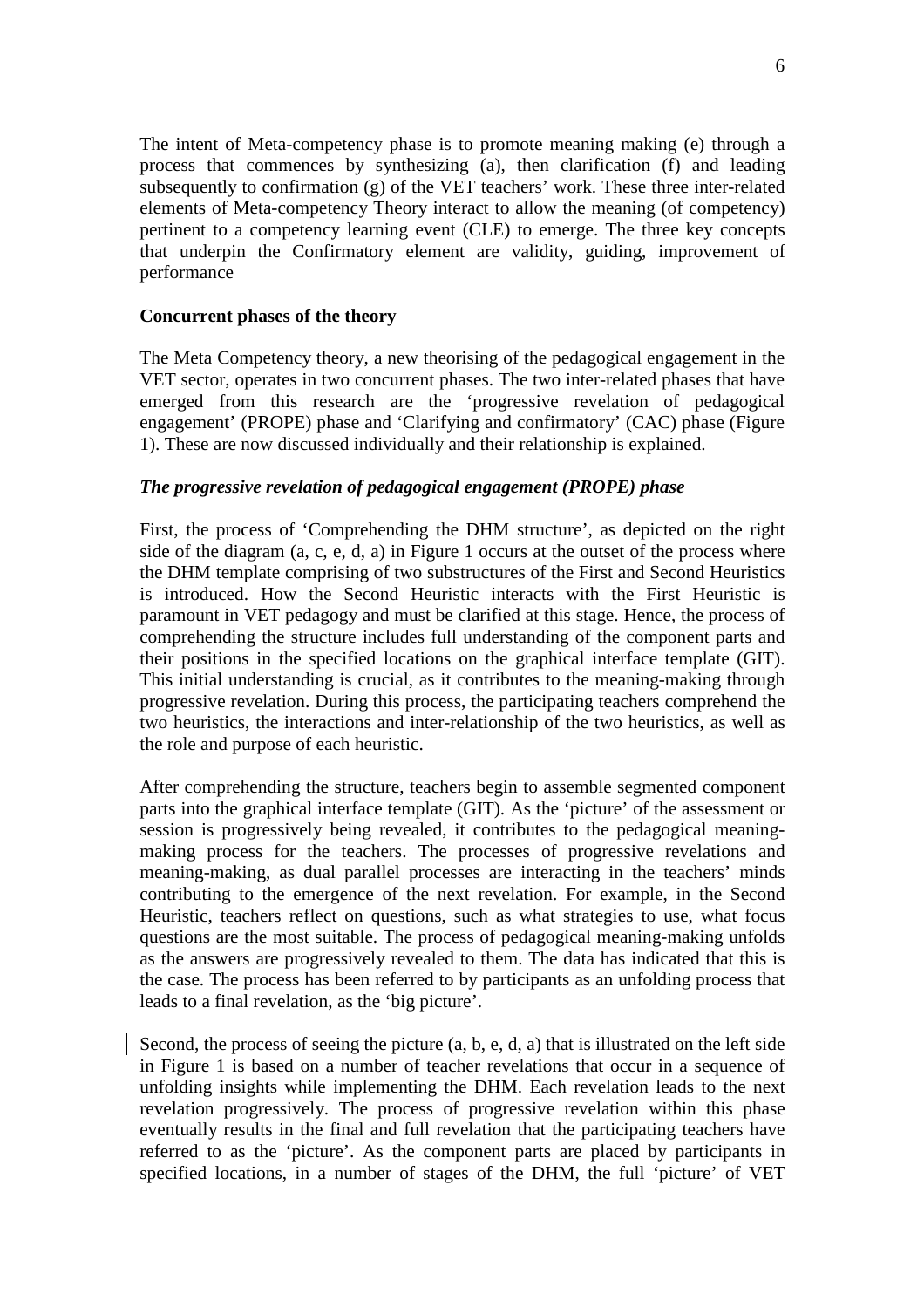The intent of Meta-competency phase is to promote meaning making (e) through a process that commences by synthesizing (a), then clarification (f) and leading subsequently to confirmation (g) of the VET teachers' work. These three inter-related elements of Meta-competency Theory interact to allow the meaning (of competency) pertinent to a competency learning event (CLE) to emerge. The three key concepts that underpin the Confirmatory element are validity, guiding, improvement of performance

**Concurrent phases of the theory**

The Meta Competency theory, a new theorising of the pedagogical engagement in the VET sector, operates in two concurrent phases. The two inter-related phases that have emerged from this research are the 'progressive revelation of pedagogical engagement' (PROPE) phase and 'Clarifying and confirmatory' (CAC) phase (Figure 1). These are now discussed individually and their relationship is explained.

***The progressive revelation of pedagogical engagement (PROPE) phase***

First, the process of 'Comprehending the DHM structure', as depicted on the right side of the diagram (a, c, e, d, a) in Figure 1 occurs at the outset of the process where the DHM template comprising of two substructures of the First and Second Heuristics is introduced. How the Second Heuristic interacts with the First Heuristic is paramount in VET pedagogy and must be clarified at this stage. Hence, the process of comprehending the structure includes full understanding of the component parts and their positions in the specified locations on the graphical interface template (GIT). This initial understanding is crucial, as it contributes to the meaning-making through progressive revelation. During this process, the participating teachers comprehend the two heuristics, the interactions and inter-relationship of the two heuristics, as well as the role and purpose of each heuristic.

After comprehending the structure, teachers begin to assemble segmented component parts into the graphical interface template (GIT). As the 'picture' of the assessment or session is progressively being revealed, it contributes to the pedagogical meaning-making process for the teachers. The processes of progressive revelations and meaning-making, as dual parallel processes are interacting in the teachers' minds contributing to the emergence of the next revelation. For example, in the Second Heuristic, teachers reflect on questions, such as what strategies to use, what focus questions are the most suitable. The process of pedagogical meaning-making unfolds as the answers are progressively revealed to them. The data has indicated that this is the case. The process has been referred to by participants as an unfolding process that leads to a final revelation, as the 'big picture'.

Second, the process of seeing the picture (a, b, e, d, a) that is illustrated on the left side in Figure 1 is based on a number of teacher revelations that occur in a sequence of unfolding insights while implementing the DHM. Each revelation leads to the next revelation progressively. The process of progressive revelation within this phase eventually results in the final and full revelation that the participating teachers have referred to as the 'picture'. As the component parts are placed by participants in specified locations, in a number of stages of the DHM, the full 'picture' of VET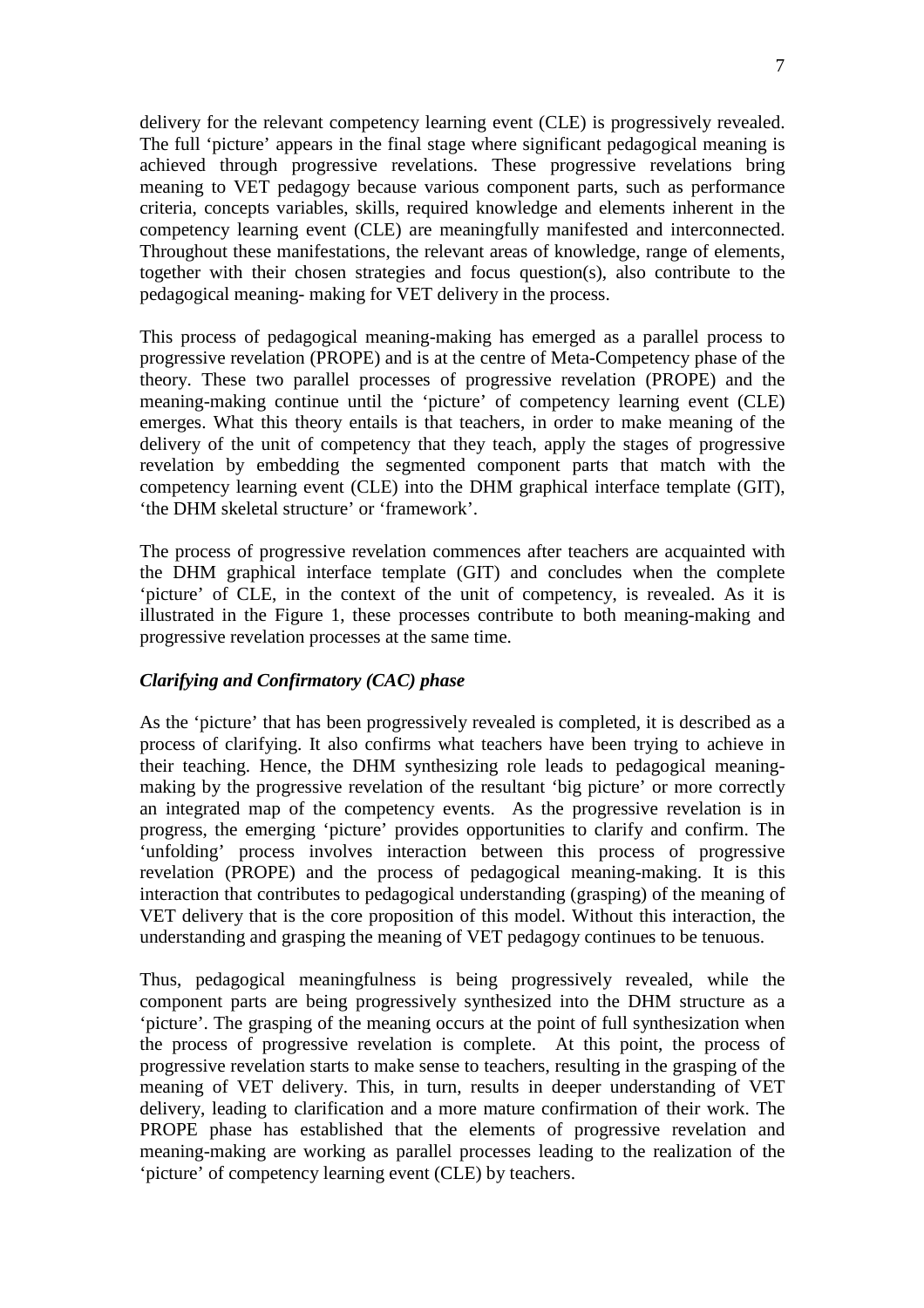delivery for the relevant competency learning event (CLE) is progressively revealed. The full 'picture' appears in the final stage where significant pedagogical meaning is achieved through progressive revelations. These progressive revelations bring meaning to VET pedagogy because various component parts, such as performance criteria, concepts variables, skills, required knowledge and elements inherent in the competency learning event (CLE) are meaningfully manifested and interconnected. Throughout these manifestations, the relevant areas of knowledge, range of elements, together with their chosen strategies and focus question(s), also contribute to the pedagogical meaning- making for VET delivery in the process.

This process of pedagogical meaning-making has emerged as a parallel process to progressive revelation (PROPE) and is at the centre of Meta-Competency phase of the theory. These two parallel processes of progressive revelation (PROPE) and the meaning-making continue until the 'picture' of competency learning event (CLE) emerges. What this theory entails is that teachers, in order to make meaning of the delivery of the unit of competency that they teach, apply the stages of progressive revelation by embedding the segmented component parts that match with the competency learning event (CLE) into the DHM graphical interface template (GIT), 'the DHM skeletal structure' or 'framework'.

The process of progressive revelation commences after teachers are acquainted with the DHM graphical interface template (GIT) and concludes when the complete 'picture' of CLE, in the context of the unit of competency, is revealed. As it is illustrated in the Figure 1, these processes contribute to both meaning-making and progressive revelation processes at the same time.

### *Clarifying and Confirmatory (CAC) phase*

As the 'picture' that has been progressively revealed is completed, it is described as a process of clarifying. It also confirms what teachers have been trying to achieve in their teaching. Hence, the DHM synthesizing role leads to pedagogical meaning-making by the progressive revelation of the resultant 'big picture' or more correctly an integrated map of the competency events. As the progressive revelation is in progress, the emerging 'picture' provides opportunities to clarify and confirm. The 'unfolding' process involves interaction between this process of progressive revelation (PROPE) and the process of pedagogical meaning-making. It is this interaction that contributes to pedagogical understanding (grasping) of the meaning of VET delivery that is the core proposition of this model. Without this interaction, the understanding and grasping the meaning of VET pedagogy continues to be tenuous.

Thus, pedagogical meaningfulness is being progressively revealed, while the component parts are being progressively synthesized into the DHM structure as a 'picture'. The grasping of the meaning occurs at the point of full synthesization when the process of progressive revelation is complete. At this point, the process of progressive revelation starts to make sense to teachers, resulting in the grasping of the meaning of VET delivery. This, in turn, results in deeper understanding of VET delivery, leading to clarification and a more mature confirmation of their work. The PROPE phase has established that the elements of progressive revelation and meaning-making are working as parallel processes leading to the realization of the 'picture' of competency learning event (CLE) by teachers.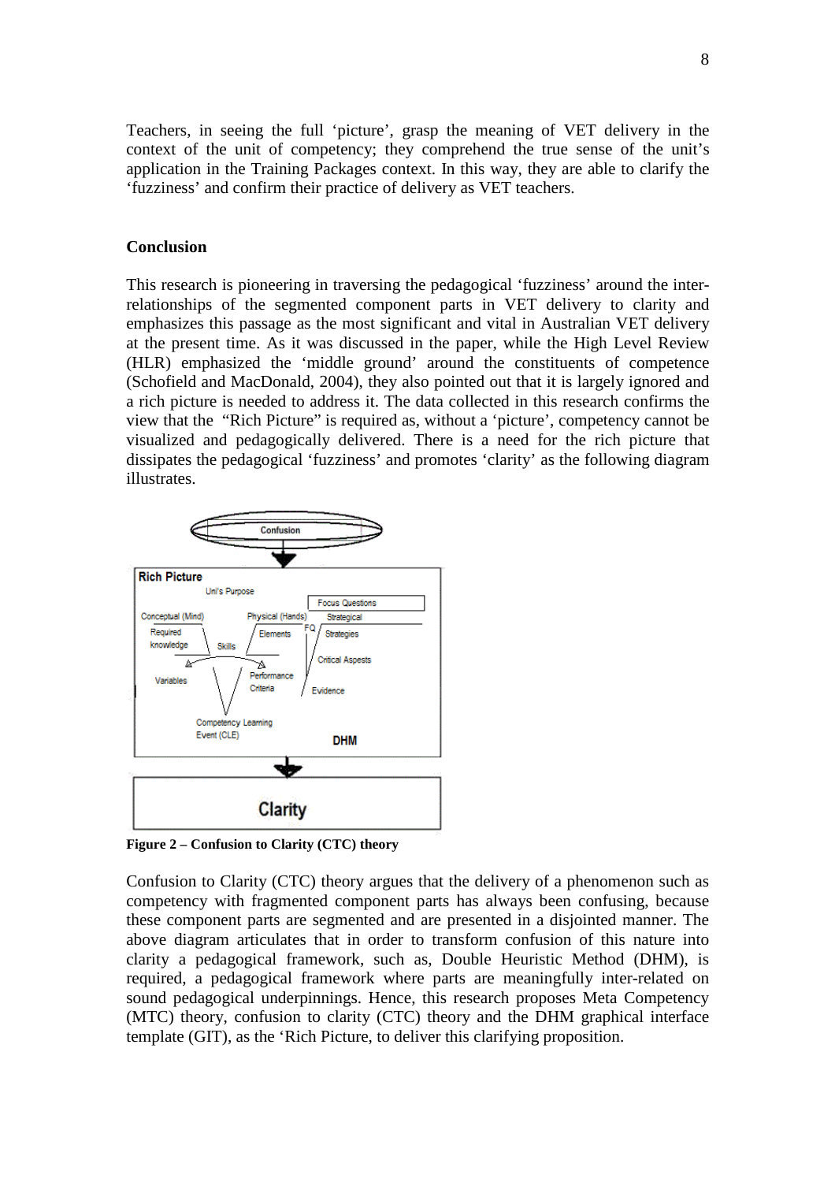Teachers, in seeing the full 'picture', grasp the meaning of VET delivery in the context of the unit of competency; they comprehend the true sense of the unit's application in the Training Packages context. In this way, they are able to clarify the 'fuzziness' and confirm their practice of delivery as VET teachers.

## Conclusion

This research is pioneering in traversing the pedagogical 'fuzziness' around the inter-relationships of the segmented component parts in VET delivery to clarity and emphasizes this passage as the most significant and vital in Australian VET delivery at the present time. As it was discussed in the paper, while the High Level Review (HLR) emphasized the 'middle ground' around the constituents of competence (Schofield and MacDonald, 2004), they also pointed out that it is largely ignored and a rich picture is needed to address it. The data collected in this research confirms the view that the "Rich Picture" is required as, without a 'picture', competency cannot be visualized and pedagogically delivered. There is a need for the rich picture that dissipates the pedagogical 'fuzziness' and promotes 'clarity' as the following diagram illustrates.

**Figure 2 – Confusion to Clarity (CTC) theory**

Confusion to Clarity (CTC) theory argues that the delivery of a phenomenon such as competency with fragmented component parts has always been confusing, because these component parts are segmented and are presented in a disjointed manner. The above diagram articulates that in order to transform confusion of this nature into clarity a pedagogical framework, such as, Double Heuristic Method (DHM), is required, a pedagogical framework where parts are meaningfully inter-related on sound pedagogical underpinnings. Hence, this research proposes Meta Competency (MTC) theory, confusion to clarity (CTC) theory and the DHM graphical interface template (GIT), as the 'Rich Picture, to deliver this clarifying proposition.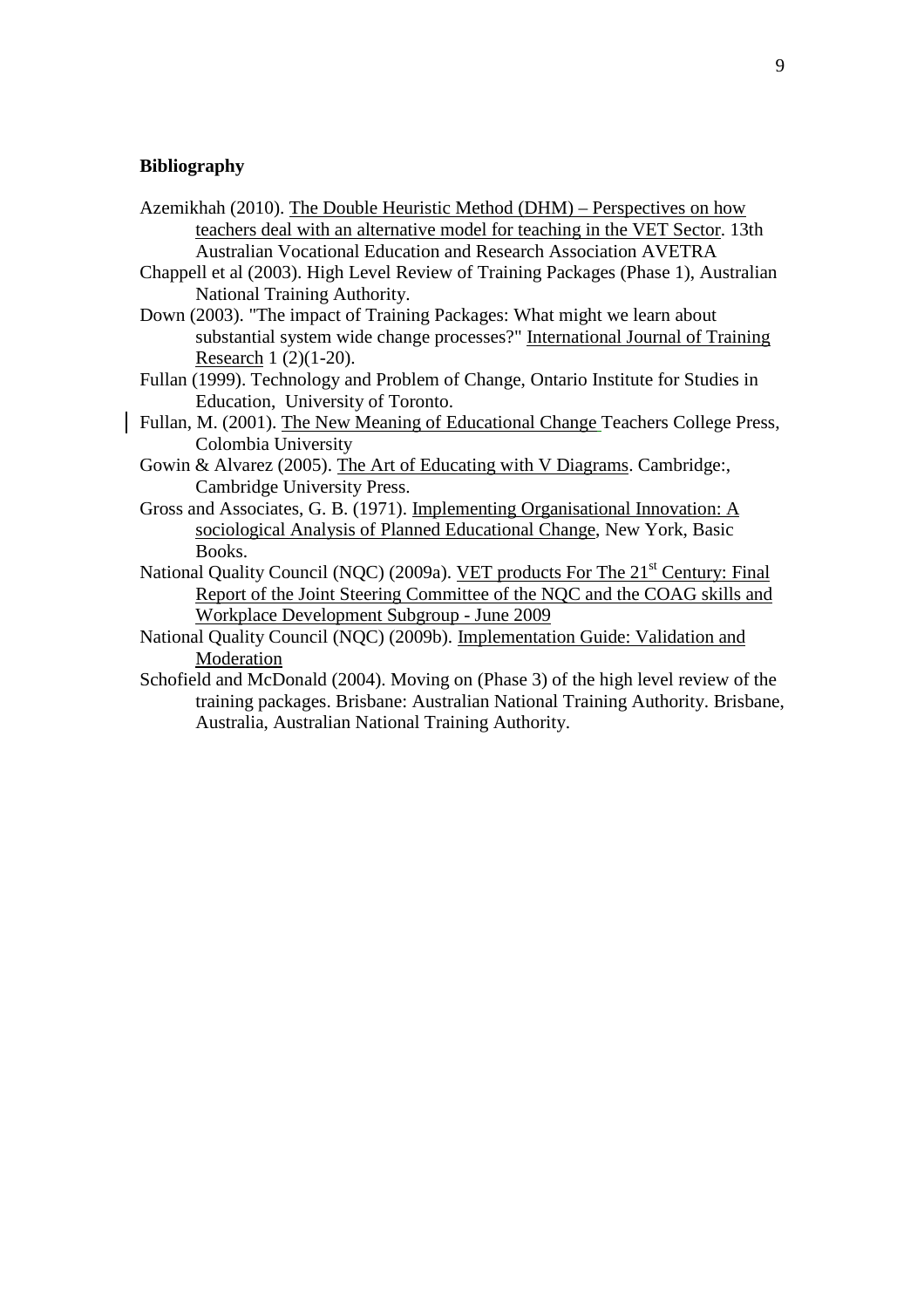**Bibliography**

Azemikhah (2010). The Double Heuristic Method (DHM) – Perspectives on how teachers deal with an alternative model for teaching in the VET Sector. 13th Australian Vocational Education and Research Association AVETRA

Chappell et al (2003). High Level Review of Training Packages (Phase 1), Australian National Training Authority.

Down (2003). "The impact of Training Packages: What might we learn about substantial system wide change processes?" International Journal of Training Research 1 (2)(1-20).

Fullan (1999). Technology and Problem of Change, Ontario Institute for Studies in Education, University of Toronto.

Fullan, M. (2001). The New Meaning of Educational Change Teachers College Press, Colombia University

Gowin & Alvarez (2005). The Art of Educating with V Diagrams. Cambridge:, Cambridge University Press.

Gross and Associates, G. B. (1971). Implementing Organisational Innovation: A sociological Analysis of Planned Educational Change, New York, Basic Books.

National Quality Council (NQC) (2009a). VET products For The 21st Century: Final Report of the Joint Steering Committee of the NQC and the COAG skills and Workplace Development Subgroup - June 2009

National Quality Council (NQC) (2009b). Implementation Guide: Validation and Moderation

Schofield and McDonald (2004). Moving on (Phase 3) of the high level review of the training packages. Brisbane: Australian National Training Authority. Brisbane, Australia, Australian National Training Authority.